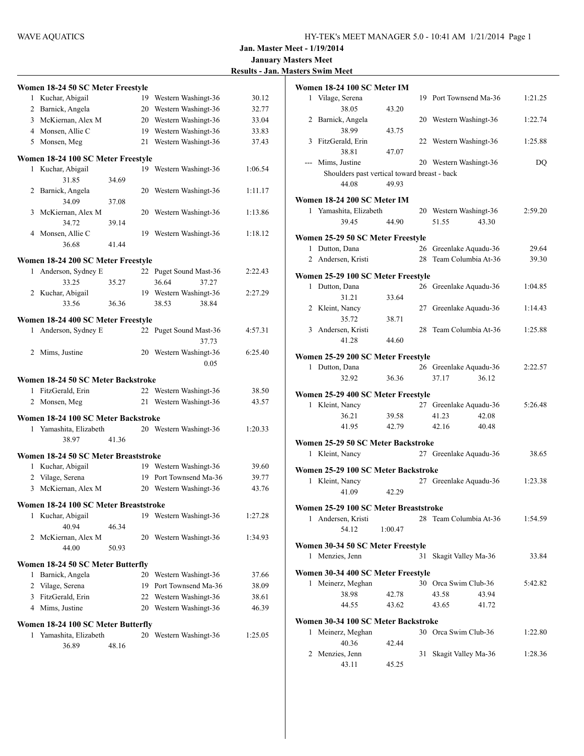**Jan. Master Meet - 1/19/2014**

**January Masters Meet**

**Results - Jan. Masters Swim Meet**

### Women 18-24 50 SC Meter Freestyle

| | Name | Age | Team | Time |
|---|---|---|---|---|
| 1 | Kuchar, Abigail | 19 | Western Washingt-36 | 30.12 |
| 2 | Barnick, Angela | 20 | Western Washingt-36 | 32.77 |
| 3 | McKiernan, Alex M | 20 | Western Washingt-36 | 33.04 |
| 4 | Monsen, Allie C | 19 | Western Washingt-36 | 33.83 |
| 5 | Monsen, Meg | 21 | Western Washingt-36 | 37.43 |

### Women 18-24 100 SC Meter Freestyle

| | Name | Age | Team | Time |
|---|---|---|---|---|
| 1 | Kuchar, Abigail | 19 | Western Washingt-36 | 1:06.54 |
| | 31.85 34.69 | | | |
| 2 | Barnick, Angela | 20 | Western Washingt-36 | 1:11.17 |
| | 34.09 37.08 | | | |
| 3 | McKiernan, Alex M | 20 | Western Washingt-36 | 1:13.86 |
| | 34.72 39.14 | | | |
| 4 | Monsen, Allie C | 19 | Western Washingt-36 | 1:18.12 |
| | 36.68 41.44 | | | |

### Women 18-24 200 SC Meter Freestyle

| | Name | Age | Team | Time |
|---|---|---|---|---|
| 1 | Anderson, Sydney E | 22 | Puget Sound Mast-36 | 2:22.43 |
| | 33.25 35.27 36.64 37.27 | | | |
| 2 | Kuchar, Abigail | 19 | Western Washingt-36 | 2:27.29 |
| | 33.56 36.36 38.53 38.84 | | | |

### Women 18-24 400 SC Meter Freestyle

| | Name | Age | Team | Time |
|---|---|---|---|---|
| 1 | Anderson, Sydney E | 22 | Puget Sound Mast-36 | 4:57.31 |
| | 37.73 | | | |
| 2 | Mims, Justine | 20 | Western Washingt-36 | 6:25.40 |
| | 0.05 | | | |

### Women 18-24 50 SC Meter Backstroke

| | Name | Age | Team | Time |
|---|---|---|---|---|
| 1 | FitzGerald, Erin | 22 | Western Washingt-36 | 38.50 |
| 2 | Monsen, Meg | 21 | Western Washingt-36 | 43.57 |

### Women 18-24 100 SC Meter Backstroke

| | Name | Age | Team | Time |
|---|---|---|---|---|
| 1 | Yamashita, Elizabeth | 20 | Western Washingt-36 | 1:20.33 |
| | 38.97 41.36 | | | |

### Women 18-24 50 SC Meter Breaststroke

| | Name | Age | Team | Time |
|---|---|---|---|---|
| 1 | Kuchar, Abigail | 19 | Western Washingt-36 | 39.60 |
| 2 | Vilage, Serena | 19 | Port Townsend Ma-36 | 39.77 |
| 3 | McKiernan, Alex M | 20 | Western Washingt-36 | 43.76 |

### Women 18-24 100 SC Meter Breaststroke

| | Name | Age | Team | Time |
|---|---|---|---|---|
| 1 | Kuchar, Abigail | 19 | Western Washingt-36 | 1:27.28 |
| | 40.94 46.34 | | | |
| 2 | McKiernan, Alex M | 20 | Western Washingt-36 | 1:34.93 |
| | 44.00 50.93 | | | |

### Women 18-24 50 SC Meter Butterfly

| | Name | Age | Team | Time |
|---|---|---|---|---|
| 1 | Barnick, Angela | 20 | Western Washingt-36 | 37.66 |
| 2 | Vilage, Serena | 19 | Port Townsend Ma-36 | 38.09 |
| 3 | FitzGerald, Erin | 22 | Western Washingt-36 | 38.61 |
| 4 | Mims, Justine | 20 | Western Washingt-36 | 46.39 |

### Women 18-24 100 SC Meter Butterfly

| | Name | Age | Team | Time |
|---|---|---|---|---|
| 1 | Yamashita, Elizabeth | 20 | Western Washingt-36 | 1:25.05 |
| | 36.89 48.16 | | | |

### Women 18-24 100 SC Meter IM

| | Name | Age | Team | Time |
|---|---|---|---|---|
| 1 | Vilage, Serena | 19 | Port Townsend Ma-36 | 1:21.25 |
| | 38.05 43.20 | | | |
| 2 | Barnick, Angela | 20 | Western Washingt-36 | 1:22.74 |
| | 38.99 43.75 | | | |
| 3 | FitzGerald, Erin | 22 | Western Washingt-36 | 1:25.88 |
| | 38.81 47.07 | | | |
| --- | Mims, Justine | 20 | Western Washingt-36 | DQ |
| | Shoulders past vertical toward breast - back | | | |
| | 44.08 49.93 | | | |

### Women 18-24 200 SC Meter IM

| | Name | Age | Team | Time |
|---|---|---|---|---|
| 1 | Yamashita, Elizabeth | 20 | Western Washingt-36 | 2:59.20 |
| | 39.45 44.90 51.55 43.30 | | | |

### Women 25-29 50 SC Meter Freestyle

| | Name | Age | Team | Time |
|---|---|---|---|---|
| 1 | Dutton, Dana | 26 | Greenlake Aquadu-36 | 29.64 |
| 2 | Andersen, Kristi | 28 | Team Columbia At-36 | 39.30 |

### Women 25-29 100 SC Meter Freestyle

| | Name | Age | Team | Time |
|---|---|---|---|---|
| 1 | Dutton, Dana | 26 | Greenlake Aquadu-36 | 1:04.85 |
| | 31.21 33.64 | | | |
| 2 | Kleint, Nancy | 27 | Greenlake Aquadu-36 | 1:14.43 |
| | 35.72 38.71 | | | |
| 3 | Andersen, Kristi | 28 | Team Columbia At-36 | 1:25.88 |
| | 41.28 44.60 | | | |

### Women 25-29 200 SC Meter Freestyle

| | Name | Age | Team | Time |
|---|---|---|---|---|
| 1 | Dutton, Dana | 26 | Greenlake Aquadu-36 | 2:22.57 |
| | 32.92 36.36 37.17 36.12 | | | |

### Women 25-29 400 SC Meter Freestyle

| | Name | Age | Team | Time |
|---|---|---|---|---|
| 1 | Kleint, Nancy | 27 | Greenlake Aquadu-36 | 5:26.48 |
| | 36.21 39.58 41.23 42.08 | | | |
| | 41.95 42.79 42.16 40.48 | | | |

### Women 25-29 50 SC Meter Backstroke

| | Name | Age | Team | Time |
|---|---|---|---|---|
| 1 | Kleint, Nancy | 27 | Greenlake Aquadu-36 | 38.65 |

### Women 25-29 100 SC Meter Backstroke

| | Name | Age | Team | Time |
|---|---|---|---|---|
| 1 | Kleint, Nancy | 27 | Greenlake Aquadu-36 | 1:23.38 |
| | 41.09 42.29 | | | |

### Women 25-29 100 SC Meter Breaststroke

| | Name | Age | Team | Time |
|---|---|---|---|---|
| 1 | Andersen, Kristi | 28 | Team Columbia At-36 | 1:54.59 |
| | 54.12 1:00.47 | | | |

### Women 30-34 50 SC Meter Freestyle

| | Name | Age | Team | Time |
|---|---|---|---|---|
| 1 | Menzies, Jenn | 31 | Skagit Valley Ma-36 | 33.84 |

### Women 30-34 400 SC Meter Freestyle

| | Name | Age | Team | Time |
|---|---|---|---|---|
| 1 | Meinerz, Meghan | 30 | Orca Swim Club-36 | 5:42.82 |
| | 38.98 42.78 43.58 43.94 | | | |
| | 44.55 43.62 43.65 41.72 | | | |

### Women 30-34 100 SC Meter Backstroke

| | Name | Age | Team | Time |
|---|---|---|---|---|
| 1 | Meinerz, Meghan | 30 | Orca Swim Club-36 | 1:22.80 |
| | 40.36 42.44 | | | |
| 2 | Menzies, Jenn | 31 | Skagit Valley Ma-36 | 1:28.36 |
| | 43.11 45.25 | | | |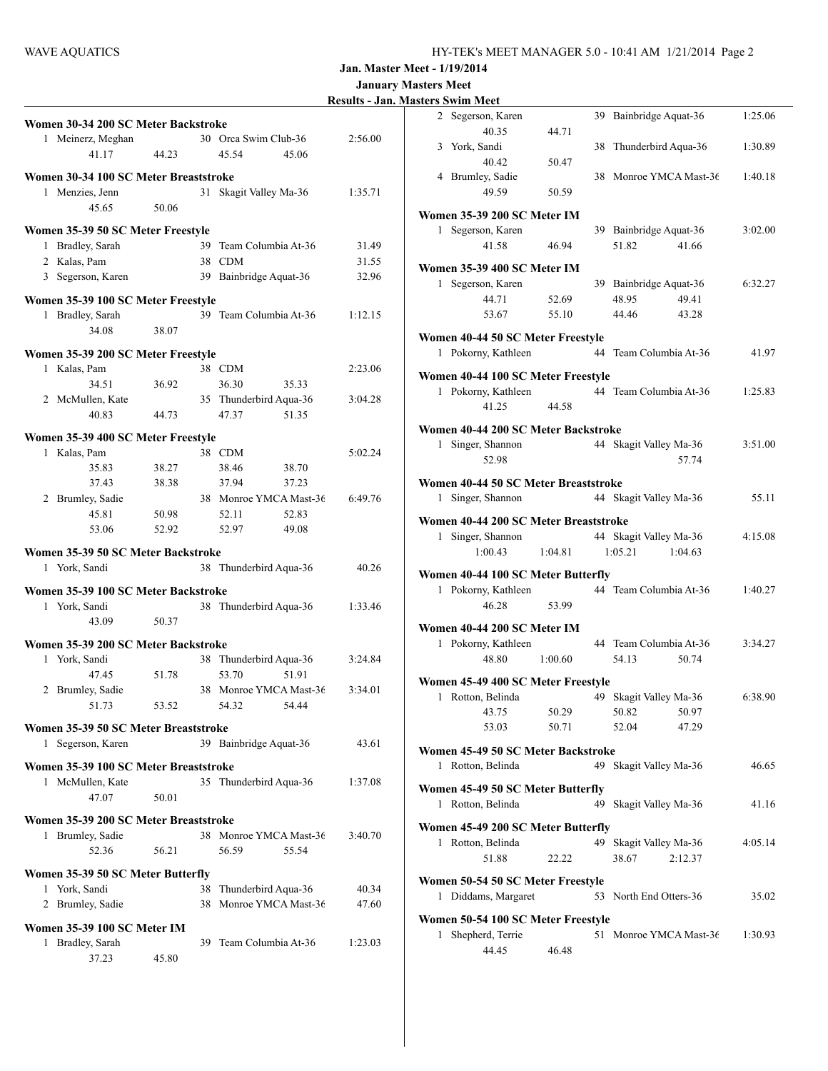**Jan. Master Meet - 1/19/2014**
**January Masters Meet**
**Results - Jan. Masters Swim Meet**

### Women 30-34 200 SC Meter Backstroke

| Place | Name | Age | Team | Time |
|---|---|---|---|---|
| 1 | Meinerz, Meghan | 30 | Orca Swim Club-36 | 2:56.00 |
| | 41.17 44.23 45.54 45.06 | | | |

### Women 30-34 100 SC Meter Breaststroke

| Place | Name | Age | Team | Time |
|---|---|---|---|---|
| 1 | Menzies, Jenn | 31 | Skagit Valley Ma-36 | 1:35.71 |
| | 45.65 50.06 | | | |

### Women 35-39 50 SC Meter Freestyle

| Place | Name | Age | Team | Time |
|---|---|---|---|---|
| 1 | Bradley, Sarah | 39 | Team Columbia At-36 | 31.49 |
| 2 | Kalas, Pam | 38 | CDM | 31.55 |
| 3 | Segerson, Karen | 39 | Bainbridge Aquat-36 | 32.96 |

### Women 35-39 100 SC Meter Freestyle

| Place | Name | Age | Team | Time |
|---|---|---|---|---|
| 1 | Bradley, Sarah | 39 | Team Columbia At-36 | 1:12.15 |
| | 34.08 38.07 | | | |

### Women 35-39 200 SC Meter Freestyle

| Place | Name | Age | Team | Time |
|---|---|---|---|---|
| 1 | Kalas, Pam | 38 | CDM | 2:23.06 |
| | 34.51 36.92 36.30 35.33 | | | |
| 2 | McMullen, Kate | 35 | Thunderbird Aqua-36 | 3:04.28 |
| | 40.83 44.73 47.37 51.35 | | | |

### Women 35-39 400 SC Meter Freestyle

| Place | Name | Age | Team | Time |
|---|---|---|---|---|
| 1 | Kalas, Pam | 38 | CDM | 5:02.24 |
| | 35.83 38.27 38.46 38.70 | | | |
| | 37.43 38.38 37.94 37.23 | | | |
| 2 | Brumley, Sadie | 38 | Monroe YMCA Mast-36 | 6:49.76 |
| | 45.81 50.98 52.11 52.83 | | | |
| | 53.06 52.92 52.97 49.08 | | | |

### Women 35-39 50 SC Meter Backstroke

| Place | Name | Age | Team | Time |
|---|---|---|---|---|
| 1 | York, Sandi | 38 | Thunderbird Aqua-36 | 40.26 |

### Women 35-39 100 SC Meter Backstroke

| Place | Name | Age | Team | Time |
|---|---|---|---|---|
| 1 | York, Sandi | 38 | Thunderbird Aqua-36 | 1:33.46 |
| | 43.09 50.37 | | | |

### Women 35-39 200 SC Meter Backstroke

| Place | Name | Age | Team | Time |
|---|---|---|---|---|
| 1 | York, Sandi | 38 | Thunderbird Aqua-36 | 3:24.84 |
| | 47.45 51.78 53.70 51.91 | | | |
| 2 | Brumley, Sadie | 38 | Monroe YMCA Mast-36 | 3:34.01 |
| | 51.73 53.52 54.32 54.44 | | | |

### Women 35-39 50 SC Meter Breaststroke

| Place | Name | Age | Team | Time |
|---|---|---|---|---|
| 1 | Segerson, Karen | 39 | Bainbridge Aquat-36 | 43.61 |

### Women 35-39 100 SC Meter Breaststroke

| Place | Name | Age | Team | Time |
|---|---|---|---|---|
| 1 | McMullen, Kate | 35 | Thunderbird Aqua-36 | 1:37.08 |
| | 47.07 50.01 | | | |

### Women 35-39 200 SC Meter Breaststroke

| Place | Name | Age | Team | Time |
|---|---|---|---|---|
| 1 | Brumley, Sadie | 38 | Monroe YMCA Mast-36 | 3:40.70 |
| | 52.36 56.21 56.59 55.54 | | | |

### Women 35-39 50 SC Meter Butterfly

| Place | Name | Age | Team | Time |
|---|---|---|---|---|
| 1 | York, Sandi | 38 | Thunderbird Aqua-36 | 40.34 |
| 2 | Brumley, Sadie | 38 | Monroe YMCA Mast-36 | 47.60 |

### Women 35-39 100 SC Meter IM

| Place | Name | Age | Team | Time |
|---|---|---|---|---|
| 1 | Bradley, Sarah | 39 | Team Columbia At-36 | 1:23.03 |
| | 37.23 45.80 | | | |
| 2 | Segerson, Karen | 39 | Bainbridge Aquat-36 | 1:25.06 |
| | 40.35 44.71 | | | |
| 3 | York, Sandi | 38 | Thunderbird Aqua-36 | 1:30.89 |
| | 40.42 50.47 | | | |
| 4 | Brumley, Sadie | 38 | Monroe YMCA Mast-36 | 1:40.18 |
| | 49.59 50.59 | | | |

### Women 35-39 200 SC Meter IM

| Place | Name | Age | Team | Time |
|---|---|---|---|---|
| 1 | Segerson, Karen | 39 | Bainbridge Aquat-36 | 3:02.00 |
| | 41.58 46.94 51.82 41.66 | | | |

### Women 35-39 400 SC Meter IM

| Place | Name | Age | Team | Time |
|---|---|---|---|---|
| 1 | Segerson, Karen | 39 | Bainbridge Aquat-36 | 6:32.27 |
| | 44.71 52.69 48.95 49.41 | | | |
| | 53.67 55.10 44.46 43.28 | | | |

### Women 40-44 50 SC Meter Freestyle

| Place | Name | Age | Team | Time |
|---|---|---|---|---|
| 1 | Pokorny, Kathleen | 44 | Team Columbia At-36 | 41.97 |

### Women 40-44 100 SC Meter Freestyle

| Place | Name | Age | Team | Time |
|---|---|---|---|---|
| 1 | Pokorny, Kathleen | 44 | Team Columbia At-36 | 1:25.83 |
| | 41.25 44.58 | | | |

### Women 40-44 200 SC Meter Backstroke

| Place | Name | Age | Team | Time |
|---|---|---|---|---|
| 1 | Singer, Shannon | 44 | Skagit Valley Ma-36 | 3:51.00 |
| | 52.98 57.74 | | | |

### Women 40-44 50 SC Meter Breaststroke

| Place | Name | Age | Team | Time |
|---|---|---|---|---|
| 1 | Singer, Shannon | 44 | Skagit Valley Ma-36 | 55.11 |

### Women 40-44 200 SC Meter Breaststroke

| Place | Name | Age | Team | Time |
|---|---|---|---|---|
| 1 | Singer, Shannon | 44 | Skagit Valley Ma-36 | 4:15.08 |
| | 1:00.43 1:04.81 1:05.21 1:04.63 | | | |

### Women 40-44 100 SC Meter Butterfly

| Place | Name | Age | Team | Time |
|---|---|---|---|---|
| 1 | Pokorny, Kathleen | 44 | Team Columbia At-36 | 1:40.27 |
| | 46.28 53.99 | | | |

### Women 40-44 200 SC Meter IM

| Place | Name | Age | Team | Time |
|---|---|---|---|---|
| 1 | Pokorny, Kathleen | 44 | Team Columbia At-36 | 3:34.27 |
| | 48.80 1:00.60 54.13 50.74 | | | |

### Women 45-49 400 SC Meter Freestyle

| Place | Name | Age | Team | Time |
|---|---|---|---|---|
| 1 | Rotton, Belinda | 49 | Skagit Valley Ma-36 | 6:38.90 |
| | 43.75 50.29 50.82 50.97 | | | |
| | 53.03 50.71 52.04 47.29 | | | |

### Women 45-49 50 SC Meter Backstroke

| Place | Name | Age | Team | Time |
|---|---|---|---|---|
| 1 | Rotton, Belinda | 49 | Skagit Valley Ma-36 | 46.65 |

### Women 45-49 50 SC Meter Butterfly

| Place | Name | Age | Team | Time |
|---|---|---|---|---|
| 1 | Rotton, Belinda | 49 | Skagit Valley Ma-36 | 41.16 |

### Women 45-49 200 SC Meter Butterfly

| Place | Name | Age | Team | Time |
|---|---|---|---|---|
| 1 | Rotton, Belinda | 49 | Skagit Valley Ma-36 | 4:05.14 |
| | 51.88 22.22 38.67 2:12.37 | | | |

### Women 50-54 50 SC Meter Freestyle

| Place | Name | Age | Team | Time |
|---|---|---|---|---|
| 1 | Diddams, Margaret | 53 | North End Otters-36 | 35.02 |

### Women 50-54 100 SC Meter Freestyle

| Place | Name | Age | Team | Time |
|---|---|---|---|---|
| 1 | Shepherd, Terrie | 51 | Monroe YMCA Mast-36 | 1:30.93 |
| | 44.45 46.48 | | | |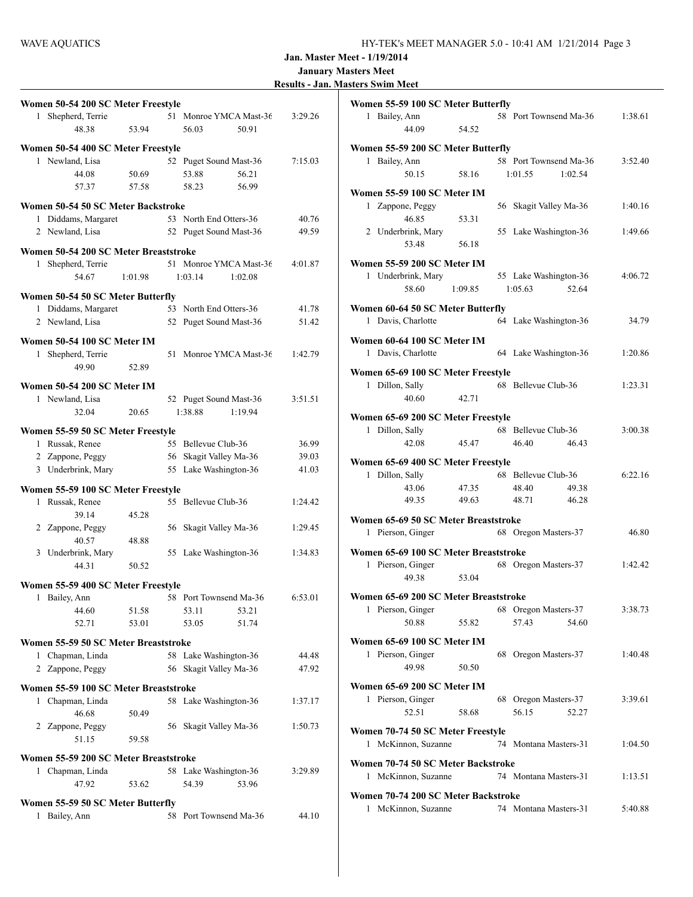**Jan. Master Meet - 1/19/2014**

**January Masters Meet**

**Results - Jan. Masters Swim Meet**

### Women 50-54 200 SC Meter Freestyle

1 Shepherd, Terrie 51 Monroe YMCA Mast-36 3:29.26
48.38 53.94 56.03 50.91

### Women 50-54 400 SC Meter Freestyle

1 Newland, Lisa 52 Puget Sound Mast-36 7:15.03
44.08 50.69 53.88 56.21
57.37 57.58 58.23 56.99

### Women 50-54 50 SC Meter Backstroke

1 Diddams, Margaret 53 North End Otters-36 40.76
2 Newland, Lisa 52 Puget Sound Mast-36 49.59

### Women 50-54 200 SC Meter Breaststroke

1 Shepherd, Terrie 51 Monroe YMCA Mast-36 4:01.87
54.67 1:01.98 1:03.14 1:02.08

### Women 50-54 50 SC Meter Butterfly

1 Diddams, Margaret 53 North End Otters-36 41.78
2 Newland, Lisa 52 Puget Sound Mast-36 51.42

### Women 50-54 100 SC Meter IM

1 Shepherd, Terrie 51 Monroe YMCA Mast-36 1:42.79
49.90 52.89

### Women 50-54 200 SC Meter IM

1 Newland, Lisa 52 Puget Sound Mast-36 3:51.51
32.04 20.65 1:38.88 1:19.94

### Women 55-59 50 SC Meter Freestyle

1 Russak, Renee 55 Bellevue Club-36 36.99
2 Zappone, Peggy 56 Skagit Valley Ma-36 39.03
3 Underbrink, Mary 55 Lake Washington-36 41.03

### Women 55-59 100 SC Meter Freestyle

1 Russak, Renee 55 Bellevue Club-36 1:24.42
39.14 45.28
2 Zappone, Peggy 56 Skagit Valley Ma-36 1:29.45
40.57 48.88
3 Underbrink, Mary 55 Lake Washington-36 1:34.83
44.31 50.52

### Women 55-59 400 SC Meter Freestyle

1 Bailey, Ann 58 Port Townsend Ma-36 6:53.01
44.60 51.58 53.11 53.21
52.71 53.01 53.05 51.74

### Women 55-59 50 SC Meter Breaststroke

1 Chapman, Linda 58 Lake Washington-36 44.48
2 Zappone, Peggy 56 Skagit Valley Ma-36 47.92

### Women 55-59 100 SC Meter Breaststroke

1 Chapman, Linda 58 Lake Washington-36 1:37.17
46.68 50.49
2 Zappone, Peggy 56 Skagit Valley Ma-36 1:50.73
51.15 59.58

### Women 55-59 200 SC Meter Breaststroke

1 Chapman, Linda 58 Lake Washington-36 3:29.89
47.92 53.62 54.39 53.96

### Women 55-59 50 SC Meter Butterfly

1 Bailey, Ann 58 Port Townsend Ma-36 44.10

### Women 55-59 100 SC Meter Butterfly

1 Bailey, Ann 58 Port Townsend Ma-36 1:38.61
44.09 54.52

### Women 55-59 200 SC Meter Butterfly

1 Bailey, Ann 58 Port Townsend Ma-36 3:52.40
50.15 58.16 1:01.55 1:02.54

### Women 55-59 100 SC Meter IM

1 Zappone, Peggy 56 Skagit Valley Ma-36 1:40.16
46.85 53.31
2 Underbrink, Mary 55 Lake Washington-36 1:49.66
53.48 56.18

### Women 55-59 200 SC Meter IM

1 Underbrink, Mary 55 Lake Washington-36 4:06.72
58.60 1:09.85 1:05.63 52.64

### Women 60-64 50 SC Meter Butterfly

1 Davis, Charlotte 64 Lake Washington-36 34.79

### Women 60-64 100 SC Meter IM

1 Davis, Charlotte 64 Lake Washington-36 1:20.86

### Women 65-69 100 SC Meter Freestyle

1 Dillon, Sally 68 Bellevue Club-36 1:23.31
40.60 42.71

### Women 65-69 200 SC Meter Freestyle

1 Dillon, Sally 68 Bellevue Club-36 3:00.38
42.08 45.47 46.40 46.43

### Women 65-69 400 SC Meter Freestyle

1 Dillon, Sally 68 Bellevue Club-36 6:22.16
43.06 47.35 48.40 49.38
49.35 49.63 48.71 46.28

### Women 65-69 50 SC Meter Breaststroke

1 Pierson, Ginger 68 Oregon Masters-37 46.80

### Women 65-69 100 SC Meter Breaststroke

1 Pierson, Ginger 68 Oregon Masters-37 1:42.42
49.38 53.04

### Women 65-69 200 SC Meter Breaststroke

1 Pierson, Ginger 68 Oregon Masters-37 3:38.73
50.88 55.82 57.43 54.60

### Women 65-69 100 SC Meter IM

1 Pierson, Ginger 68 Oregon Masters-37 1:40.48
49.98 50.50

### Women 65-69 200 SC Meter IM

1 Pierson, Ginger 68 Oregon Masters-37 3:39.61
52.51 58.68 56.15 52.27

### Women 70-74 50 SC Meter Freestyle

1 McKinnon, Suzanne 74 Montana Masters-31 1:04.50

### Women 70-74 50 SC Meter Backstroke

1 McKinnon, Suzanne 74 Montana Masters-31 1:13.51

### Women 70-74 200 SC Meter Backstroke

1 McKinnon, Suzanne 74 Montana Masters-31 5:40.88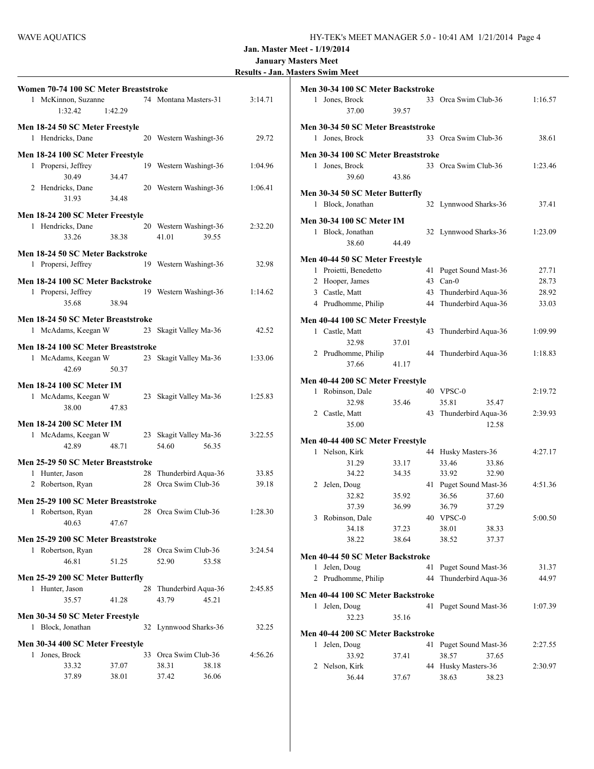**Jan. Master Meet - 1/19/2014**
**January Masters Meet**
**Results - Jan. Masters Swim Meet**

### Women 70-74 100 SC Meter Breaststroke

| Place | Name | Age | Team | Time |
|---|---|---|---|---|
| 1 | McKinnon, Suzanne | 74 | Montana Masters-31 | 3:14.71 |
| | 1:32.42 | 1:42.29 | | |

### Men 18-24 50 SC Meter Freestyle

| Place | Name | Age | Team | Time |
|---|---|---|---|---|
| 1 | Hendricks, Dane | 20 | Western Washingt-36 | 29.72 |

### Men 18-24 100 SC Meter Freestyle

| Place | Name | Age | Team | Time |
|---|---|---|---|---|
| 1 | Propersi, Jeffrey | 19 | Western Washingt-36 | 1:04.96 |
| | 30.49 | 34.47 | | |
| 2 | Hendricks, Dane | 20 | Western Washingt-36 | 1:06.41 |
| | 31.93 | 34.48 | | |

### Men 18-24 200 SC Meter Freestyle

| Place | Name | Age | Team | Time |
|---|---|---|---|---|
| 1 | Hendricks, Dane | 20 | Western Washingt-36 | 2:32.20 |
| | 33.26 | 38.38 | 41.01 | 39.55 |

### Men 18-24 50 SC Meter Backstroke

| Place | Name | Age | Team | Time |
|---|---|---|---|---|
| 1 | Propersi, Jeffrey | 19 | Western Washingt-36 | 32.98 |

### Men 18-24 100 SC Meter Backstroke

| Place | Name | Age | Team | Time |
|---|---|---|---|---|
| 1 | Propersi, Jeffrey | 19 | Western Washingt-36 | 1:14.62 |
| | 35.68 | 38.94 | | |

### Men 18-24 50 SC Meter Breaststroke

| Place | Name | Age | Team | Time |
|---|---|---|---|---|
| 1 | McAdams, Keegan W | 23 | Skagit Valley Ma-36 | 42.52 |

### Men 18-24 100 SC Meter Breaststroke

| Place | Name | Age | Team | Time |
|---|---|---|---|---|
| 1 | McAdams, Keegan W | 23 | Skagit Valley Ma-36 | 1:33.06 |
| | 42.69 | 50.37 | | |

### Men 18-24 100 SC Meter IM

| Place | Name | Age | Team | Time |
|---|---|---|---|---|
| 1 | McAdams, Keegan W | 23 | Skagit Valley Ma-36 | 1:25.83 |
| | 38.00 | 47.83 | | |

### Men 18-24 200 SC Meter IM

| Place | Name | Age | Team | Time |
|---|---|---|---|---|
| 1 | McAdams, Keegan W | 23 | Skagit Valley Ma-36 | 3:22.55 |
| | 42.89 | 48.71 | 54.60 | 56.35 |

### Men 25-29 50 SC Meter Breaststroke

| Place | Name | Age | Team | Time |
|---|---|---|---|---|
| 1 | Hunter, Jason | 28 | Thunderbird Aqua-36 | 33.85 |
| 2 | Robertson, Ryan | 28 | Orca Swim Club-36 | 39.18 |

### Men 25-29 100 SC Meter Breaststroke

| Place | Name | Age | Team | Time |
|---|---|---|---|---|
| 1 | Robertson, Ryan | 28 | Orca Swim Club-36 | 1:28.30 |
| | 40.63 | 47.67 | | |

### Men 25-29 200 SC Meter Breaststroke

| Place | Name | Age | Team | Time |
|---|---|---|---|---|
| 1 | Robertson, Ryan | 28 | Orca Swim Club-36 | 3:24.54 |
| | 46.81 | 51.25 | 52.90 | 53.58 |

### Men 25-29 200 SC Meter Butterfly

| Place | Name | Age | Team | Time |
|---|---|---|---|---|
| 1 | Hunter, Jason | 28 | Thunderbird Aqua-36 | 2:45.85 |
| | 35.57 | 41.28 | 43.79 | 45.21 |

### Men 30-34 50 SC Meter Freestyle

| Place | Name | Age | Team | Time |
|---|---|---|---|---|
| 1 | Block, Jonathan | 32 | Lynnwood Sharks-36 | 32.25 |

### Men 30-34 400 SC Meter Freestyle

| Place | Name | Age | Team | Time |
|---|---|---|---|---|
| 1 | Jones, Brock | 33 | Orca Swim Club-36 | 4:56.26 |
| | 33.32 | 37.07 | 38.31 | 38.18 |
| | 37.89 | 38.01 | 37.42 | 36.06 |

### Men 30-34 100 SC Meter Backstroke

| Place | Name | Age | Team | Time |
|---|---|---|---|---|
| 1 | Jones, Brock | 33 | Orca Swim Club-36 | 1:16.57 |
| | 37.00 | 39.57 | | |

### Men 30-34 50 SC Meter Breaststroke

| Place | Name | Age | Team | Time |
|---|---|---|---|---|
| 1 | Jones, Brock | 33 | Orca Swim Club-36 | 38.61 |

### Men 30-34 100 SC Meter Breaststroke

| Place | Name | Age | Team | Time |
|---|---|---|---|---|
| 1 | Jones, Brock | 33 | Orca Swim Club-36 | 1:23.46 |
| | 39.60 | 43.86 | | |

### Men 30-34 50 SC Meter Butterfly

| Place | Name | Age | Team | Time |
|---|---|---|---|---|
| 1 | Block, Jonathan | 32 | Lynnwood Sharks-36 | 37.41 |

### Men 30-34 100 SC Meter IM

| Place | Name | Age | Team | Time |
|---|---|---|---|---|
| 1 | Block, Jonathan | 32 | Lynnwood Sharks-36 | 1:23.09 |
| | 38.60 | 44.49 | | |

### Men 40-44 50 SC Meter Freestyle

| Place | Name | Age | Team | Time |
|---|---|---|---|---|
| 1 | Proietti, Benedetto | 41 | Puget Sound Mast-36 | 27.71 |
| 2 | Hooper, James | 43 | Can-0 | 28.73 |
| 3 | Castle, Matt | 43 | Thunderbird Aqua-36 | 28.92 |
| 4 | Prudhomme, Philip | 44 | Thunderbird Aqua-36 | 33.03 |

### Men 40-44 100 SC Meter Freestyle

| Place | Name | Age | Team | Time |
|---|---|---|---|---|
| 1 | Castle, Matt | 43 | Thunderbird Aqua-36 | 1:09.99 |
| | 32.98 | 37.01 | | |
| 2 | Prudhomme, Philip | 44 | Thunderbird Aqua-36 | 1:18.83 |
| | 37.66 | 41.17 | | |

### Men 40-44 200 SC Meter Freestyle

| Place | Name | Age | Team | Time |
|---|---|---|---|---|
| 1 | Robinson, Dale | 40 | VPSC-0 | 2:19.72 |
| | 32.98 | 35.46 | 35.81 | 35.47 |
| 2 | Castle, Matt | 43 | Thunderbird Aqua-36 | 2:39.93 |
| | 35.00 | | | 12.58 |

### Men 40-44 400 SC Meter Freestyle

| Place | Name | Age | Team | Time |
|---|---|---|---|---|
| 1 | Nelson, Kirk | 44 | Husky Masters-36 | 4:27.17 |
| | 31.29 | 33.17 | 33.46 | 33.86 |
| | 34.22 | 34.35 | 33.92 | 32.90 |
| 2 | Jelen, Doug | 41 | Puget Sound Mast-36 | 4:51.36 |
| | 32.82 | 35.92 | 36.56 | 37.60 |
| | 37.39 | 36.99 | 36.79 | 37.29 |
| 3 | Robinson, Dale | 40 | VPSC-0 | 5:00.50 |
| | 34.18 | 37.23 | 38.01 | 38.33 |
| | 38.22 | 38.64 | 38.52 | 37.37 |

### Men 40-44 50 SC Meter Backstroke

| Place | Name | Age | Team | Time |
|---|---|---|---|---|
| 1 | Jelen, Doug | 41 | Puget Sound Mast-36 | 31.37 |
| 2 | Prudhomme, Philip | 44 | Thunderbird Aqua-36 | 44.97 |

### Men 40-44 100 SC Meter Backstroke

| Place | Name | Age | Team | Time |
|---|---|---|---|---|
| 1 | Jelen, Doug | 41 | Puget Sound Mast-36 | 1:07.39 |
| | 32.23 | 35.16 | | |

### Men 40-44 200 SC Meter Backstroke

| Place | Name | Age | Team | Time |
|---|---|---|---|---|
| 1 | Jelen, Doug | 41 | Puget Sound Mast-36 | 2:27.55 |
| | 33.92 | 37.41 | 38.57 | 37.65 |
| 2 | Nelson, Kirk | 44 | Husky Masters-36 | 2:30.97 |
| | 36.44 | 37.67 | 38.63 | 38.23 |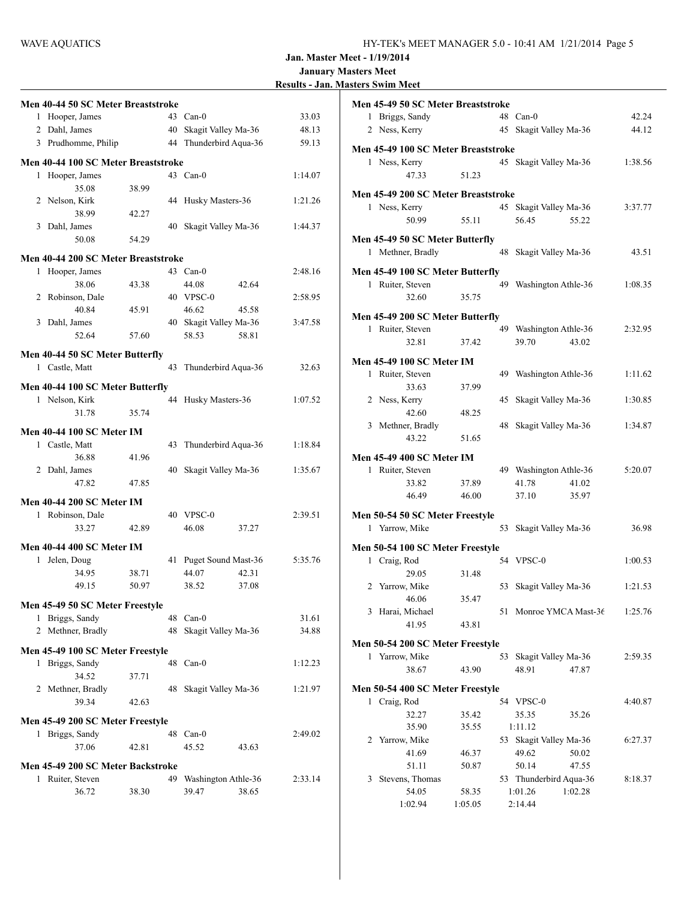**Jan. Master Meet - 1/19/2014**
**January Masters Meet**
**Results - Jan. Masters Swim Meet**

### Men 40-44 50 SC Meter Breaststroke

| Place | Name | Age | Team | Time |
|---|---|---|---|---|
| 1 | Hooper, James | 43 | Can-0 | 33.03 |
| 2 | Dahl, James | 40 | Skagit Valley Ma-36 | 48.13 |
| 3 | Prudhomme, Philip | 44 | Thunderbird Aqua-36 | 59.13 |

### Men 40-44 100 SC Meter Breaststroke

| Place | Name | Age | Team | Time |
|---|---|---|---|---|
| 1 | Hooper, James | 43 | Can-0 | 1:14.07 |
| | 35.08 38.99 | | | |
| 2 | Nelson, Kirk | 44 | Husky Masters-36 | 1:21.26 |
| | 38.99 42.27 | | | |
| 3 | Dahl, James | 40 | Skagit Valley Ma-36 | 1:44.37 |
| | 50.08 54.29 | | | |

### Men 40-44 200 SC Meter Breaststroke

| Place | Name | Age | Team | Time |
|---|---|---|---|---|
| 1 | Hooper, James | 43 | Can-0 | 2:48.16 |
| | 38.06 43.38 44.08 42.64 | | | |
| 2 | Robinson, Dale | 40 | VPSC-0 | 2:58.95 |
| | 40.84 45.91 46.62 45.58 | | | |
| 3 | Dahl, James | 40 | Skagit Valley Ma-36 | 3:47.58 |
| | 52.64 57.60 58.53 58.81 | | | |

### Men 40-44 50 SC Meter Butterfly

| Place | Name | Age | Team | Time |
|---|---|---|---|---|
| 1 | Castle, Matt | 43 | Thunderbird Aqua-36 | 32.63 |

### Men 40-44 100 SC Meter Butterfly

| Place | Name | Age | Team | Time |
|---|---|---|---|---|
| 1 | Nelson, Kirk | 44 | Husky Masters-36 | 1:07.52 |
| | 31.78 35.74 | | | |

### Men 40-44 100 SC Meter IM

| Place | Name | Age | Team | Time |
|---|---|---|---|---|
| 1 | Castle, Matt | 43 | Thunderbird Aqua-36 | 1:18.84 |
| | 36.88 41.96 | | | |
| 2 | Dahl, James | 40 | Skagit Valley Ma-36 | 1:35.67 |
| | 47.82 47.85 | | | |

### Men 40-44 200 SC Meter IM

| Place | Name | Age | Team | Time |
|---|---|---|---|---|
| 1 | Robinson, Dale | 40 | VPSC-0 | 2:39.51 |
| | 33.27 42.89 46.08 37.27 | | | |

### Men 40-44 400 SC Meter IM

| Place | Name | Age | Team | Time |
|---|---|---|---|---|
| 1 | Jelen, Doug | 41 | Puget Sound Mast-36 | 5:35.76 |
| | 34.95 38.71 44.07 42.31 | | | |
| | 49.15 50.97 38.52 37.08 | | | |

### Men 45-49 50 SC Meter Freestyle

| Place | Name | Age | Team | Time |
|---|---|---|---|---|
| 1 | Briggs, Sandy | 48 | Can-0 | 31.61 |
| 2 | Methner, Bradly | 48 | Skagit Valley Ma-36 | 34.88 |

### Men 45-49 100 SC Meter Freestyle

| Place | Name | Age | Team | Time |
|---|---|---|---|---|
| 1 | Briggs, Sandy | 48 | Can-0 | 1:12.23 |
| | 34.52 37.71 | | | |
| 2 | Methner, Bradly | 48 | Skagit Valley Ma-36 | 1:21.97 |
| | 39.34 42.63 | | | |

### Men 45-49 200 SC Meter Freestyle

| Place | Name | Age | Team | Time |
|---|---|---|---|---|
| 1 | Briggs, Sandy | 48 | Can-0 | 2:49.02 |
| | 37.06 42.81 45.52 43.63 | | | |

### Men 45-49 200 SC Meter Backstroke

| Place | Name | Age | Team | Time |
|---|---|---|---|---|
| 1 | Ruiter, Steven | 49 | Washington Athle-36 | 2:33.14 |
| | 36.72 38.30 39.47 38.65 | | | |

### Men 45-49 50 SC Meter Breaststroke

| Place | Name | Age | Team | Time |
|---|---|---|---|---|
| 1 | Briggs, Sandy | 48 | Can-0 | 42.24 |
| 2 | Ness, Kerry | 45 | Skagit Valley Ma-36 | 44.12 |

### Men 45-49 100 SC Meter Breaststroke

| Place | Name | Age | Team | Time |
|---|---|---|---|---|
| 1 | Ness, Kerry | 45 | Skagit Valley Ma-36 | 1:38.56 |
| | 47.33 51.23 | | | |

### Men 45-49 200 SC Meter Breaststroke

| Place | Name | Age | Team | Time |
|---|---|---|---|---|
| 1 | Ness, Kerry | 45 | Skagit Valley Ma-36 | 3:37.77 |
| | 50.99 55.11 56.45 55.22 | | | |

### Men 45-49 50 SC Meter Butterfly

| Place | Name | Age | Team | Time |
|---|---|---|---|---|
| 1 | Methner, Bradly | 48 | Skagit Valley Ma-36 | 43.51 |

### Men 45-49 100 SC Meter Butterfly

| Place | Name | Age | Team | Time |
|---|---|---|---|---|
| 1 | Ruiter, Steven | 49 | Washington Athle-36 | 1:08.35 |
| | 32.60 35.75 | | | |

### Men 45-49 200 SC Meter Butterfly

| Place | Name | Age | Team | Time |
|---|---|---|---|---|
| 1 | Ruiter, Steven | 49 | Washington Athle-36 | 2:32.95 |
| | 32.81 37.42 39.70 43.02 | | | |

### Men 45-49 100 SC Meter IM

| Place | Name | Age | Team | Time |
|---|---|---|---|---|
| 1 | Ruiter, Steven | 49 | Washington Athle-36 | 1:11.62 |
| | 33.63 37.99 | | | |
| 2 | Ness, Kerry | 45 | Skagit Valley Ma-36 | 1:30.85 |
| | 42.60 48.25 | | | |
| 3 | Methner, Bradly | 48 | Skagit Valley Ma-36 | 1:34.87 |
| | 43.22 51.65 | | | |

### Men 45-49 400 SC Meter IM

| Place | Name | Age | Team | Time |
|---|---|---|---|---|
| 1 | Ruiter, Steven | 49 | Washington Athle-36 | 5:20.07 |
| | 33.82 37.89 41.78 41.02 | | | |
| | 46.49 46.00 37.10 35.97 | | | |

### Men 50-54 50 SC Meter Freestyle

| Place | Name | Age | Team | Time |
|---|---|---|---|---|
| 1 | Yarrow, Mike | 53 | Skagit Valley Ma-36 | 36.98 |

### Men 50-54 100 SC Meter Freestyle

| Place | Name | Age | Team | Time |
|---|---|---|---|---|
| 1 | Craig, Rod | 54 | VPSC-0 | 1:00.53 |
| | 29.05 31.48 | | | |
| 2 | Yarrow, Mike | 53 | Skagit Valley Ma-36 | 1:21.53 |
| | 46.06 35.47 | | | |
| 3 | Harai, Michael | 51 | Monroe YMCA Mast-36 | 1:25.76 |
| | 41.95 43.81 | | | |

### Men 50-54 200 SC Meter Freestyle

| Place | Name | Age | Team | Time |
|---|---|---|---|---|
| 1 | Yarrow, Mike | 53 | Skagit Valley Ma-36 | 2:59.35 |
| | 38.67 43.90 48.91 47.87 | | | |

### Men 50-54 400 SC Meter Freestyle

| Place | Name | Age | Team | Time |
|---|---|---|---|---|
| 1 | Craig, Rod | 54 | VPSC-0 | 4:40.87 |
| | 32.27 35.42 35.35 35.26 | | | |
| | 35.90 35.55 1:11.12 | | | |
| 2 | Yarrow, Mike | 53 | Skagit Valley Ma-36 | 6:27.37 |
| | 41.69 46.37 49.62 50.02 | | | |
| | 51.11 50.87 50.14 47.55 | | | |
| 3 | Stevens, Thomas | 53 | Thunderbird Aqua-36 | 8:18.37 |
| | 54.05 58.35 1:01.26 1:02.28 | | | |
| | 1:02.94 1:05.05 2:14.44 | | | |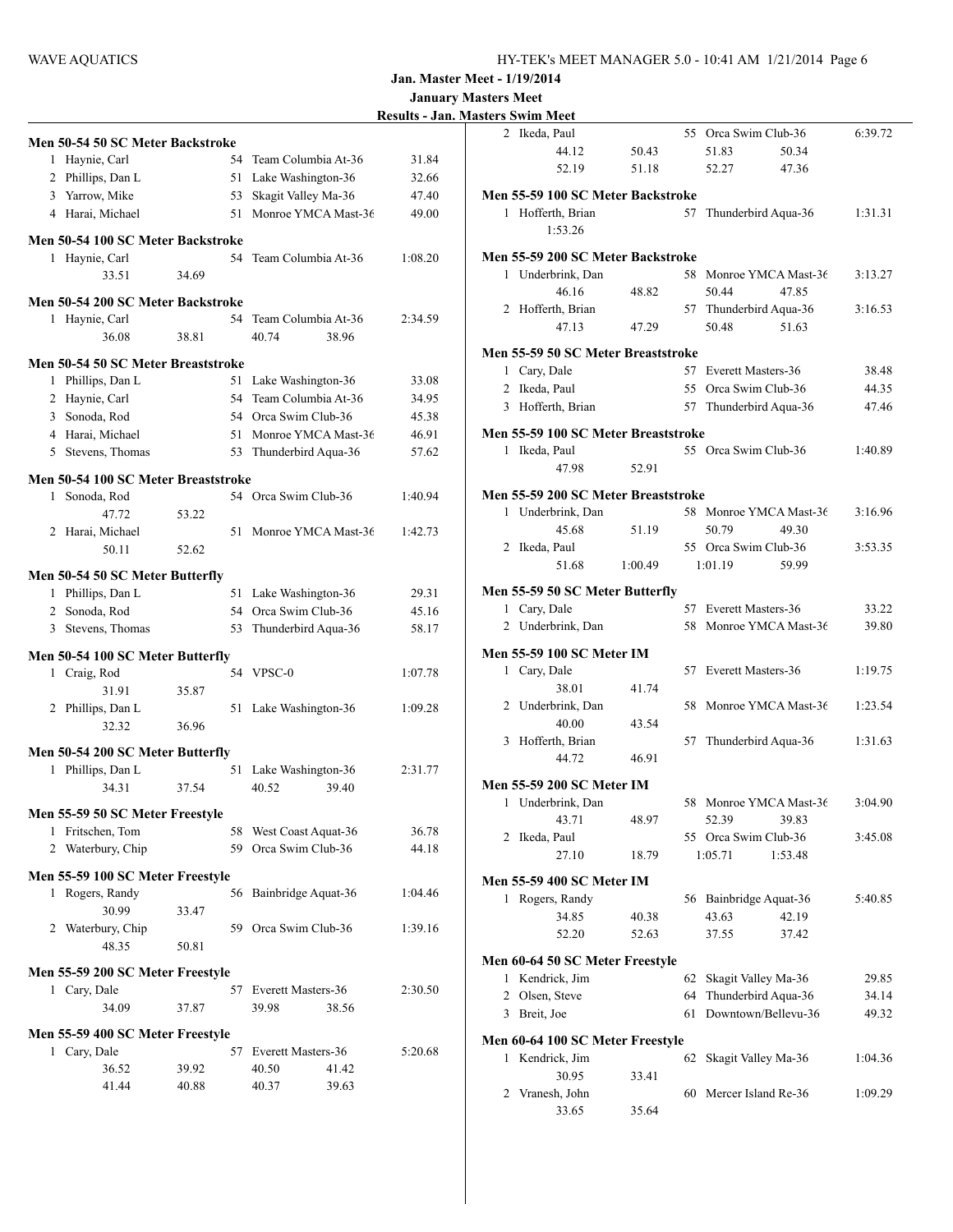**Jan. Master Meet - 1/19/2014**

**January Masters Meet**

**Results - Jan. Masters Swim Meet**

### Men 50-54 50 SC Meter Backstroke

| Place | Name | Age | Team | Time |
|---|---|---|---|---|
| 1 | Haynie, Carl | 54 | Team Columbia At-36 | 31.84 |
| 2 | Phillips, Dan L | 51 | Lake Washington-36 | 32.66 |
| 3 | Yarrow, Mike | 53 | Skagit Valley Ma-36 | 47.40 |
| 4 | Harai, Michael | 51 | Monroe YMCA Mast-36 | 49.00 |

### Men 50-54 100 SC Meter Backstroke

| Place | Name | Age | Team | Time |
|---|---|---|---|---|
| 1 | Haynie, Carl | 54 | Team Columbia At-36 | 1:08.20 |
| | 33.51 34.69 | | | |

### Men 50-54 200 SC Meter Backstroke

| Place | Name | Age | Team | Time |
|---|---|---|---|---|
| 1 | Haynie, Carl | 54 | Team Columbia At-36 | 2:34.59 |
| | 36.08 38.81 40.74 38.96 | | | |

### Men 50-54 50 SC Meter Breaststroke

| Place | Name | Age | Team | Time |
|---|---|---|---|---|
| 1 | Phillips, Dan L | 51 | Lake Washington-36 | 33.08 |
| 2 | Haynie, Carl | 54 | Team Columbia At-36 | 34.95 |
| 3 | Sonoda, Rod | 54 | Orca Swim Club-36 | 45.38 |
| 4 | Harai, Michael | 51 | Monroe YMCA Mast-36 | 46.91 |
| 5 | Stevens, Thomas | 53 | Thunderbird Aqua-36 | 57.62 |

### Men 50-54 100 SC Meter Breaststroke

| Place | Name | Age | Team | Time |
|---|---|---|---|---|
| 1 | Sonoda, Rod | 54 | Orca Swim Club-36 | 1:40.94 |
| | 47.72 53.22 | | | |
| 2 | Harai, Michael | 51 | Monroe YMCA Mast-36 | 1:42.73 |
| | 50.11 52.62 | | | |

### Men 50-54 50 SC Meter Butterfly

| Place | Name | Age | Team | Time |
|---|---|---|---|---|
| 1 | Phillips, Dan L | 51 | Lake Washington-36 | 29.31 |
| 2 | Sonoda, Rod | 54 | Orca Swim Club-36 | 45.16 |
| 3 | Stevens, Thomas | 53 | Thunderbird Aqua-36 | 58.17 |

### Men 50-54 100 SC Meter Butterfly

| Place | Name | Age | Team | Time |
|---|---|---|---|---|
| 1 | Craig, Rod | 54 | VPSC-0 | 1:07.78 |
| | 31.91 35.87 | | | |
| 2 | Phillips, Dan L | 51 | Lake Washington-36 | 1:09.28 |
| | 32.32 36.96 | | | |

### Men 50-54 200 SC Meter Butterfly

| Place | Name | Age | Team | Time |
|---|---|---|---|---|
| 1 | Phillips, Dan L | 51 | Lake Washington-36 | 2:31.77 |
| | 34.31 37.54 40.52 39.40 | | | |

### Men 55-59 50 SC Meter Freestyle

| Place | Name | Age | Team | Time |
|---|---|---|---|---|
| 1 | Fritschen, Tom | 58 | West Coast Aquat-36 | 36.78 |
| 2 | Waterbury, Chip | 59 | Orca Swim Club-36 | 44.18 |

### Men 55-59 100 SC Meter Freestyle

| Place | Name | Age | Team | Time |
|---|---|---|---|---|
| 1 | Rogers, Randy | 56 | Bainbridge Aquat-36 | 1:04.46 |
| | 30.99 33.47 | | | |
| 2 | Waterbury, Chip | 59 | Orca Swim Club-36 | 1:39.16 |
| | 48.35 50.81 | | | |

### Men 55-59 200 SC Meter Freestyle

| Place | Name | Age | Team | Time |
|---|---|---|---|---|
| 1 | Cary, Dale | 57 | Everett Masters-36 | 2:30.50 |
| | 34.09 37.87 39.98 38.56 | | | |

### Men 55-59 400 SC Meter Freestyle

| Place | Name | Age | Team | Time |
|---|---|---|---|---|
| 1 | Cary, Dale | 57 | Everett Masters-36 | 5:20.68 |
| | 36.52 39.92 40.50 41.42 | | | |
| | 41.44 40.88 40.37 39.63 | | | |
| 2 | Ikeda, Paul | 55 | Orca Swim Club-36 | 6:39.72 |
| | 44.12 50.43 51.83 50.34 | | | |
| | 52.19 51.18 52.27 47.36 | | | |

### Men 55-59 100 SC Meter Backstroke

| Place | Name | Age | Team | Time |
|---|---|---|---|---|
| 1 | Hofferth, Brian | 57 | Thunderbird Aqua-36 | 1:31.31 |
| | 1:53.26 | | | |

### Men 55-59 200 SC Meter Backstroke

| Place | Name | Age | Team | Time |
|---|---|---|---|---|
| 1 | Underbrink, Dan | 58 | Monroe YMCA Mast-36 | 3:13.27 |
| | 46.16 48.82 50.44 47.85 | | | |
| 2 | Hofferth, Brian | 57 | Thunderbird Aqua-36 | 3:16.53 |
| | 47.13 47.29 50.48 51.63 | | | |

### Men 55-59 50 SC Meter Breaststroke

| Place | Name | Age | Team | Time |
|---|---|---|---|---|
| 1 | Cary, Dale | 57 | Everett Masters-36 | 38.48 |
| 2 | Ikeda, Paul | 55 | Orca Swim Club-36 | 44.35 |
| 3 | Hofferth, Brian | 57 | Thunderbird Aqua-36 | 47.46 |

### Men 55-59 100 SC Meter Breaststroke

| Place | Name | Age | Team | Time |
|---|---|---|---|---|
| 1 | Ikeda, Paul | 55 | Orca Swim Club-36 | 1:40.89 |
| | 47.98 52.91 | | | |

### Men 55-59 200 SC Meter Breaststroke

| Place | Name | Age | Team | Time |
|---|---|---|---|---|
| 1 | Underbrink, Dan | 58 | Monroe YMCA Mast-36 | 3:16.96 |
| | 45.68 51.19 50.79 49.30 | | | |
| 2 | Ikeda, Paul | 55 | Orca Swim Club-36 | 3:53.35 |
| | 51.68 1:00.49 1:01.19 59.99 | | | |

### Men 55-59 50 SC Meter Butterfly

| Place | Name | Age | Team | Time |
|---|---|---|---|---|
| 1 | Cary, Dale | 57 | Everett Masters-36 | 33.22 |
| 2 | Underbrink, Dan | 58 | Monroe YMCA Mast-36 | 39.80 |

### Men 55-59 100 SC Meter IM

| Place | Name | Age | Team | Time |
|---|---|---|---|---|
| 1 | Cary, Dale | 57 | Everett Masters-36 | 1:19.75 |
| | 38.01 41.74 | | | |
| 2 | Underbrink, Dan | 58 | Monroe YMCA Mast-36 | 1:23.54 |
| | 40.00 43.54 | | | |
| 3 | Hofferth, Brian | 57 | Thunderbird Aqua-36 | 1:31.63 |
| | 44.72 46.91 | | | |

### Men 55-59 200 SC Meter IM

| Place | Name | Age | Team | Time |
|---|---|---|---|---|
| 1 | Underbrink, Dan | 58 | Monroe YMCA Mast-36 | 3:04.90 |
| | 43.71 48.97 52.39 39.83 | | | |
| 2 | Ikeda, Paul | 55 | Orca Swim Club-36 | 3:45.08 |
| | 27.10 18.79 1:05.71 1:53.48 | | | |

### Men 55-59 400 SC Meter IM

| Place | Name | Age | Team | Time |
|---|---|---|---|---|
| 1 | Rogers, Randy | 56 | Bainbridge Aquat-36 | 5:40.85 |
| | 34.85 40.38 43.63 42.19 | | | |
| | 52.20 52.63 37.55 37.42 | | | |

### Men 60-64 50 SC Meter Freestyle

| Place | Name | Age | Team | Time |
|---|---|---|---|---|
| 1 | Kendrick, Jim | 62 | Skagit Valley Ma-36 | 29.85 |
| 2 | Olsen, Steve | 64 | Thunderbird Aqua-36 | 34.14 |
| 3 | Breit, Joe | 61 | Downtown/Bellevu-36 | 49.32 |

### Men 60-64 100 SC Meter Freestyle

| Place | Name | Age | Team | Time |
|---|---|---|---|---|
| 1 | Kendrick, Jim | 62 | Skagit Valley Ma-36 | 1:04.36 |
| | 30.95 33.41 | | | |
| 2 | Vranesh, John | 60 | Mercer Island Re-36 | 1:09.29 |
| | 33.65 35.64 | | | |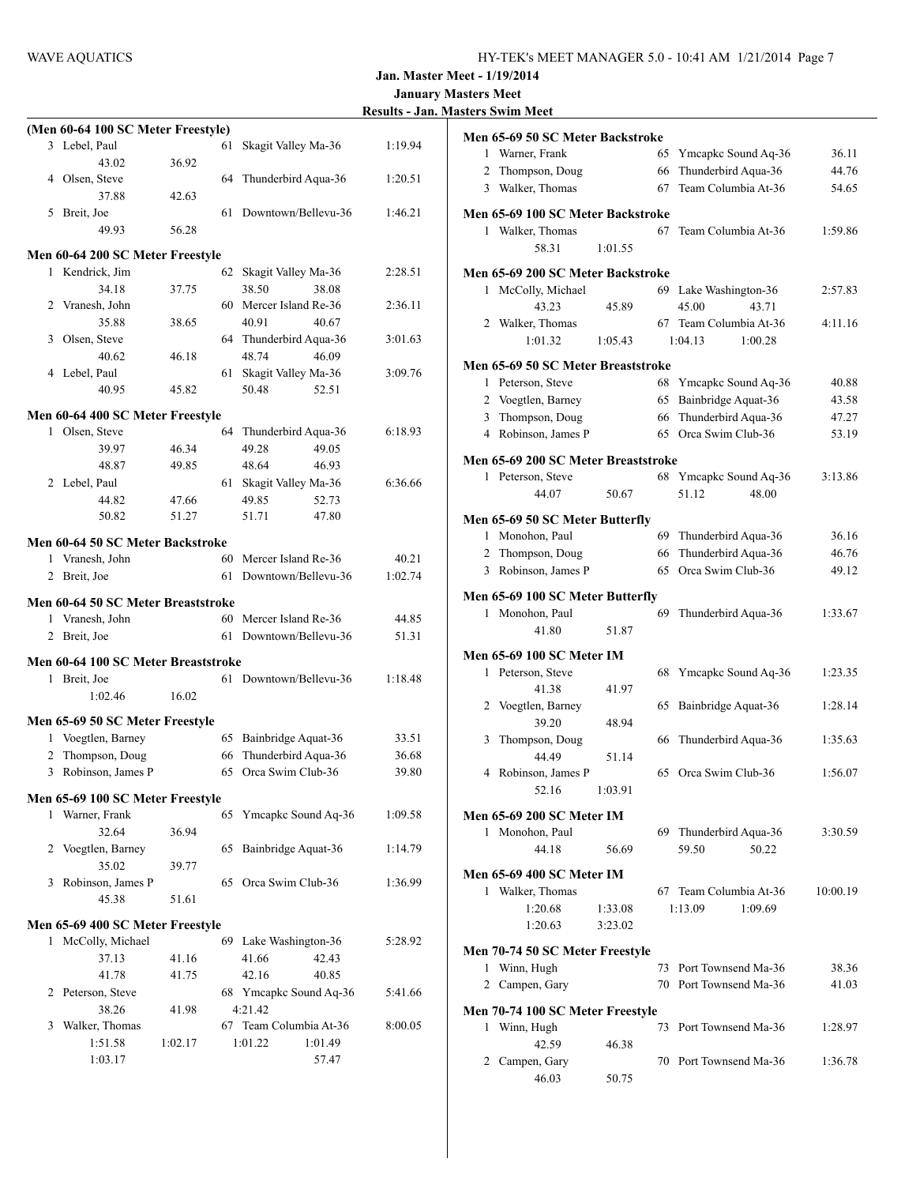**Jan. Master Meet - 1/19/2014**

**January Masters Meet**

**Results - Jan. Masters Swim Meet**

### (Men 60-64 100 SC Meter Freestyle)

| Place | Name | Age | Team | Time |
|---|---|---|---|---|
| 3 | Lebel, Paul | 61 | Skagit Valley Ma-36 | 1:19.94 |
| | 43.02 36.92 | | | |
| 4 | Olsen, Steve | 64 | Thunderbird Aqua-36 | 1:20.51 |
| | 37.88 42.63 | | | |
| 5 | Breit, Joe | 61 | Downtown/Bellevu-36 | 1:46.21 |
| | 49.93 56.28 | | | |

### Men 60-64 200 SC Meter Freestyle

| Place | Name | Age | Team | Time |
|---|---|---|---|---|
| 1 | Kendrick, Jim | 62 | Skagit Valley Ma-36 | 2:28.51 |
| | 34.18 37.75 38.50 38.08 | | | |
| 2 | Vranesh, John | 60 | Mercer Island Re-36 | 2:36.11 |
| | 35.88 38.65 40.91 40.67 | | | |
| 3 | Olsen, Steve | 64 | Thunderbird Aqua-36 | 3:01.63 |
| | 40.62 46.18 48.74 46.09 | | | |
| 4 | Lebel, Paul | 61 | Skagit Valley Ma-36 | 3:09.76 |
| | 40.95 45.82 50.48 52.51 | | | |

### Men 60-64 400 SC Meter Freestyle

| Place | Name | Age | Team | Time |
|---|---|---|---|---|
| 1 | Olsen, Steve | 64 | Thunderbird Aqua-36 | 6:18.93 |
| | 39.97 46.34 49.28 49.05 | | | |
| | 48.87 49.85 48.64 46.93 | | | |
| 2 | Lebel, Paul | 61 | Skagit Valley Ma-36 | 6:36.66 |
| | 44.82 47.66 49.85 52.73 | | | |
| | 50.82 51.27 51.71 47.80 | | | |

### Men 60-64 50 SC Meter Backstroke

| Place | Name | Age | Team | Time |
|---|---|---|---|---|
| 1 | Vranesh, John | 60 | Mercer Island Re-36 | 40.21 |
| 2 | Breit, Joe | 61 | Downtown/Bellevu-36 | 1:02.74 |

### Men 60-64 50 SC Meter Breaststroke

| Place | Name | Age | Team | Time |
|---|---|---|---|---|
| 1 | Vranesh, John | 60 | Mercer Island Re-36 | 44.85 |
| 2 | Breit, Joe | 61 | Downtown/Bellevu-36 | 51.31 |

### Men 60-64 100 SC Meter Breaststroke

| Place | Name | Age | Team | Time |
|---|---|---|---|---|
| 1 | Breit, Joe | 61 | Downtown/Bellevu-36 | 1:18.48 |
| | 1:02.46 16.02 | | | |

### Men 65-69 50 SC Meter Freestyle

| Place | Name | Age | Team | Time |
|---|---|---|---|---|
| 1 | Voegtlen, Barney | 65 | Bainbridge Aquat-36 | 33.51 |
| 2 | Thompson, Doug | 66 | Thunderbird Aqua-36 | 36.68 |
| 3 | Robinson, James P | 65 | Orca Swim Club-36 | 39.80 |

### Men 65-69 100 SC Meter Freestyle

| Place | Name | Age | Team | Time |
|---|---|---|---|---|
| 1 | Warner, Frank | 65 | Ymcapkc Sound Aq-36 | 1:09.58 |
| | 32.64 36.94 | | | |
| 2 | Voegtlen, Barney | 65 | Bainbridge Aquat-36 | 1:14.79 |
| | 35.02 39.77 | | | |
| 3 | Robinson, James P | 65 | Orca Swim Club-36 | 1:36.99 |
| | 45.38 51.61 | | | |

### Men 65-69 400 SC Meter Freestyle

| Place | Name | Age | Team | Time |
|---|---|---|---|---|
| 1 | McColly, Michael | 69 | Lake Washington-36 | 5:28.92 |
| | 37.13 41.16 41.66 42.43 | | | |
| | 41.78 41.75 42.16 40.85 | | | |
| 2 | Peterson, Steve | 68 | Ymcapkc Sound Aq-36 | 5:41.66 |
| | 38.26 41.98 4:21.42 | | | |
| 3 | Walker, Thomas | 67 | Team Columbia At-36 | 8:00.05 |
| | 1:51.58 1:02.17 1:01.22 1:01.49 | | | |
| | 1:03.17 57.47 | | | |

### Men 65-69 50 SC Meter Backstroke

| Place | Name | Age | Team | Time |
|---|---|---|---|---|
| 1 | Warner, Frank | 65 | Ymcapkc Sound Aq-36 | 36.11 |
| 2 | Thompson, Doug | 66 | Thunderbird Aqua-36 | 44.76 |
| 3 | Walker, Thomas | 67 | Team Columbia At-36 | 54.65 |

### Men 65-69 100 SC Meter Backstroke

| Place | Name | Age | Team | Time |
|---|---|---|---|---|
| 1 | Walker, Thomas | 67 | Team Columbia At-36 | 1:59.86 |
| | 58.31 1:01.55 | | | |

### Men 65-69 200 SC Meter Backstroke

| Place | Name | Age | Team | Time |
|---|---|---|---|---|
| 1 | McColly, Michael | 69 | Lake Washington-36 | 2:57.83 |
| | 43.23 45.89 45.00 43.71 | | | |
| 2 | Walker, Thomas | 67 | Team Columbia At-36 | 4:11.16 |
| | 1:01.32 1:05.43 1:04.13 1:00.28 | | | |

### Men 65-69 50 SC Meter Breaststroke

| Place | Name | Age | Team | Time |
|---|---|---|---|---|
| 1 | Peterson, Steve | 68 | Ymcapkc Sound Aq-36 | 40.88 |
| 2 | Voegtlen, Barney | 65 | Bainbridge Aquat-36 | 43.58 |
| 3 | Thompson, Doug | 66 | Thunderbird Aqua-36 | 47.27 |
| 4 | Robinson, James P | 65 | Orca Swim Club-36 | 53.19 |

### Men 65-69 200 SC Meter Breaststroke

| Place | Name | Age | Team | Time |
|---|---|---|---|---|
| 1 | Peterson, Steve | 68 | Ymcapkc Sound Aq-36 | 3:13.86 |
| | 44.07 50.67 51.12 48.00 | | | |

### Men 65-69 50 SC Meter Butterfly

| Place | Name | Age | Team | Time |
|---|---|---|---|---|
| 1 | Monohon, Paul | 69 | Thunderbird Aqua-36 | 36.16 |
| 2 | Thompson, Doug | 66 | Thunderbird Aqua-36 | 46.76 |
| 3 | Robinson, James P | 65 | Orca Swim Club-36 | 49.12 |

### Men 65-69 100 SC Meter Butterfly

| Place | Name | Age | Team | Time |
|---|---|---|---|---|
| 1 | Monohon, Paul | 69 | Thunderbird Aqua-36 | 1:33.67 |
| | 41.80 51.87 | | | |

### Men 65-69 100 SC Meter IM

| Place | Name | Age | Team | Time |
|---|---|---|---|---|
| 1 | Peterson, Steve | 68 | Ymcapkc Sound Aq-36 | 1:23.35 |
| | 41.38 41.97 | | | |
| 2 | Voegtlen, Barney | 65 | Bainbridge Aquat-36 | 1:28.14 |
| | 39.20 48.94 | | | |
| 3 | Thompson, Doug | 66 | Thunderbird Aqua-36 | 1:35.63 |
| | 44.49 51.14 | | | |
| 4 | Robinson, James P | 65 | Orca Swim Club-36 | 1:56.07 |
| | 52.16 1:03.91 | | | |

### Men 65-69 200 SC Meter IM

| Place | Name | Age | Team | Time |
|---|---|---|---|---|
| 1 | Monohon, Paul | 69 | Thunderbird Aqua-36 | 3:30.59 |
| | 44.18 56.69 59.50 50.22 | | | |

### Men 65-69 400 SC Meter IM

| Place | Name | Age | Team | Time |
|---|---|---|---|---|
| 1 | Walker, Thomas | 67 | Team Columbia At-36 | 10:00.19 |
| | 1:20.68 1:33.08 1:13.09 1:09.69 | | | |
| | 1:20.63 3:23.02 | | | |

### Men 70-74 50 SC Meter Freestyle

| Place | Name | Age | Team | Time |
|---|---|---|---|---|
| 1 | Winn, Hugh | 73 | Port Townsend Ma-36 | 38.36 |
| 2 | Campen, Gary | 70 | Port Townsend Ma-36 | 41.03 |

### Men 70-74 100 SC Meter Freestyle

| Place | Name | Age | Team | Time |
|---|---|---|---|---|
| 1 | Winn, Hugh | 73 | Port Townsend Ma-36 | 1:28.97 |
| | 42.59 46.38 | | | |
| 2 | Campen, Gary | 70 | Port Townsend Ma-36 | 1:36.78 |
| | 46.03 50.75 | | | |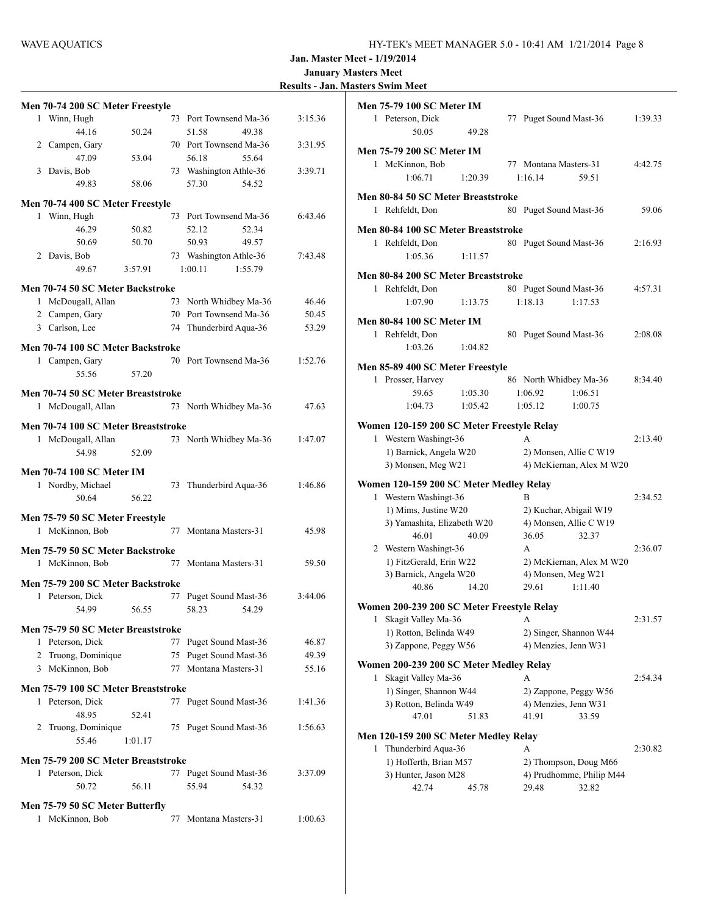**Jan. Master Meet - 1/19/2014**

**January Masters Meet**

**Results - Jan. Masters Swim Meet**

### Men 70-74 200 SC Meter Freestyle

| Place | Name | Age | Team | Time |
|---|---|---|---|---|
| 1 | Winn, Hugh | 73 | Port Townsend Ma-36 | 3:15.36 |
| | 44.16 50.24 51.58 49.38 | | | |
| 2 | Campen, Gary | 70 | Port Townsend Ma-36 | 3:31.95 |
| | 47.09 53.04 56.18 55.64 | | | |
| 3 | Davis, Bob | 73 | Washington Athle-36 | 3:39.71 |
| | 49.83 58.06 57.30 54.52 | | | |

### Men 70-74 400 SC Meter Freestyle

| Place | Name | Age | Team | Time |
|---|---|---|---|---|
| 1 | Winn, Hugh | 73 | Port Townsend Ma-36 | 6:43.46 |
| | 46.29 50.82 52.12 52.34 | | | |
| | 50.69 50.70 50.93 49.57 | | | |
| 2 | Davis, Bob | 73 | Washington Athle-36 | 7:43.48 |
| | 49.67 3:57.91 1:00.11 1:55.79 | | | |

### Men 70-74 50 SC Meter Backstroke

| Place | Name | Age | Team | Time |
|---|---|---|---|---|
| 1 | McDougall, Allan | 73 | North Whidbey Ma-36 | 46.46 |
| 2 | Campen, Gary | 70 | Port Townsend Ma-36 | 50.45 |
| 3 | Carlson, Lee | 74 | Thunderbird Aqua-36 | 53.29 |

### Men 70-74 100 SC Meter Backstroke

| Place | Name | Age | Team | Time |
|---|---|---|---|---|
| 1 | Campen, Gary | 70 | Port Townsend Ma-36 | 1:52.76 |
| | 55.56 57.20 | | | |

### Men 70-74 50 SC Meter Breaststroke

| Place | Name | Age | Team | Time |
|---|---|---|---|---|
| 1 | McDougall, Allan | 73 | North Whidbey Ma-36 | 47.63 |

### Men 70-74 100 SC Meter Breaststroke

| Place | Name | Age | Team | Time |
|---|---|---|---|---|
| 1 | McDougall, Allan | 73 | North Whidbey Ma-36 | 1:47.07 |
| | 54.98 52.09 | | | |

### Men 70-74 100 SC Meter IM

| Place | Name | Age | Team | Time |
|---|---|---|---|---|
| 1 | Nordby, Michael | 73 | Thunderbird Aqua-36 | 1:46.86 |
| | 50.64 56.22 | | | |

### Men 75-79 50 SC Meter Freestyle

| Place | Name | Age | Team | Time |
|---|---|---|---|---|
| 1 | McKinnon, Bob | 77 | Montana Masters-31 | 45.98 |

### Men 75-79 50 SC Meter Backstroke

| Place | Name | Age | Team | Time |
|---|---|---|---|---|
| 1 | McKinnon, Bob | 77 | Montana Masters-31 | 59.50 |

### Men 75-79 200 SC Meter Backstroke

| Place | Name | Age | Team | Time |
|---|---|---|---|---|
| 1 | Peterson, Dick | 77 | Puget Sound Mast-36 | 3:44.06 |
| | 54.99 56.55 58.23 54.29 | | | |

### Men 75-79 50 SC Meter Breaststroke

| Place | Name | Age | Team | Time |
|---|---|---|---|---|
| 1 | Peterson, Dick | 77 | Puget Sound Mast-36 | 46.87 |
| 2 | Truong, Dominique | 75 | Puget Sound Mast-36 | 49.39 |
| 3 | McKinnon, Bob | 77 | Montana Masters-31 | 55.16 |

### Men 75-79 100 SC Meter Breaststroke

| Place | Name | Age | Team | Time |
|---|---|---|---|---|
| 1 | Peterson, Dick | 77 | Puget Sound Mast-36 | 1:41.36 |
| | 48.95 52.41 | | | |
| 2 | Truong, Dominique | 75 | Puget Sound Mast-36 | 1:56.63 |
| | 55.46 1:01.17 | | | |

### Men 75-79 200 SC Meter Breaststroke

| Place | Name | Age | Team | Time |
|---|---|---|---|---|
| 1 | Peterson, Dick | 77 | Puget Sound Mast-36 | 3:37.09 |
| | 50.72 56.11 55.94 54.32 | | | |

### Men 75-79 50 SC Meter Butterfly

| Place | Name | Age | Team | Time |
|---|---|---|---|---|
| 1 | McKinnon, Bob | 77 | Montana Masters-31 | 1:00.63 |

### Men 75-79 100 SC Meter IM

| Place | Name | Age | Team | Time |
|---|---|---|---|---|
| 1 | Peterson, Dick | 77 | Puget Sound Mast-36 | 1:39.33 |
| | 50.05 49.28 | | | |

### Men 75-79 200 SC Meter IM

| Place | Name | Age | Team | Time |
|---|---|---|---|---|
| 1 | McKinnon, Bob | 77 | Montana Masters-31 | 4:42.75 |
| | 1:06.71 1:20.39 1:16.14 59.51 | | | |

### Men 80-84 50 SC Meter Breaststroke

| Place | Name | Age | Team | Time |
|---|---|---|---|---|
| 1 | Rehfeldt, Don | 80 | Puget Sound Mast-36 | 59.06 |

### Men 80-84 100 SC Meter Breaststroke

| Place | Name | Age | Team | Time |
|---|---|---|---|---|
| 1 | Rehfeldt, Don | 80 | Puget Sound Mast-36 | 2:16.93 |
| | 1:05.36 1:11.57 | | | |

### Men 80-84 200 SC Meter Breaststroke

| Place | Name | Age | Team | Time |
|---|---|---|---|---|
| 1 | Rehfeldt, Don | 80 | Puget Sound Mast-36 | 4:57.31 |
| | 1:07.90 1:13.75 1:18.13 1:17.53 | | | |

### Men 80-84 100 SC Meter IM

| Place | Name | Age | Team | Time |
|---|---|---|---|---|
| 1 | Rehfeldt, Don | 80 | Puget Sound Mast-36 | 2:08.08 |
| | 1:03.26 1:04.82 | | | |

### Men 85-89 400 SC Meter Freestyle

| Place | Name | Age | Team | Time |
|---|---|---|---|---|
| 1 | Prosser, Harvey | 86 | North Whidbey Ma-36 | 8:34.40 |
| | 59.65 1:05.30 1:06.92 1:06.51 | | | |
| | 1:04.73 1:05.42 1:05.12 1:00.75 | | | |

### Women 120-159 200 SC Meter Freestyle Relay

| Place | Team | Relay | Time |
|---|---|---|---|
| 1 | Western Washingt-36 | A | 2:13.40 |
| | 1) Barnick, Angela W20 | 2) Monsen, Allie C W19 | |
| | 3) Monsen, Meg W21 | 4) McKiernan, Alex M W20 | |

### Women 120-159 200 SC Meter Medley Relay

| Place | Team | Relay | Time |
|---|---|---|---|
| 1 | Western Washingt-36 | B | 2:34.52 |
| | 1) Mims, Justine W20 | 2) Kuchar, Abigail W19 | |
| | 3) Yamashita, Elizabeth W20 | 4) Monsen, Allie C W19 | |
| | 46.01 40.09 | 36.05 32.37 | |
| 2 | Western Washingt-36 | A | 2:36.07 |
| | 1) FitzGerald, Erin W22 | 2) McKiernan, Alex M W20 | |
| | 3) Barnick, Angela W20 | 4) Monsen, Meg W21 | |
| | 40.86 14.20 | 29.61 1:11.40 | |

### Women 200-239 200 SC Meter Freestyle Relay

| Place | Team | Relay | Time |
|---|---|---|---|
| 1 | Skagit Valley Ma-36 | A | 2:31.57 |
| | 1) Rotton, Belinda W49 | 2) Singer, Shannon W44 | |
| | 3) Zappone, Peggy W56 | 4) Menzies, Jenn W31 | |

### Women 200-239 200 SC Meter Medley Relay

| Place | Team | Relay | Time |
|---|---|---|---|
| 1 | Skagit Valley Ma-36 | A | 2:54.34 |
| | 1) Singer, Shannon W44 | 2) Zappone, Peggy W56 | |
| | 3) Rotton, Belinda W49 | 4) Menzies, Jenn W31 | |
| | 47.01 51.83 | 41.91 33.59 | |

### Men 120-159 200 SC Meter Medley Relay

| Place | Team | Relay | Time |
|---|---|---|---|
| 1 | Thunderbird Aqua-36 | A | 2:30.82 |
| | 1) Hofferth, Brian M57 | 2) Thompson, Doug M66 | |
| | 3) Hunter, Jason M28 | 4) Prudhomme, Philip M44 | |
| | 42.74 45.78 | 29.48 32.82 | |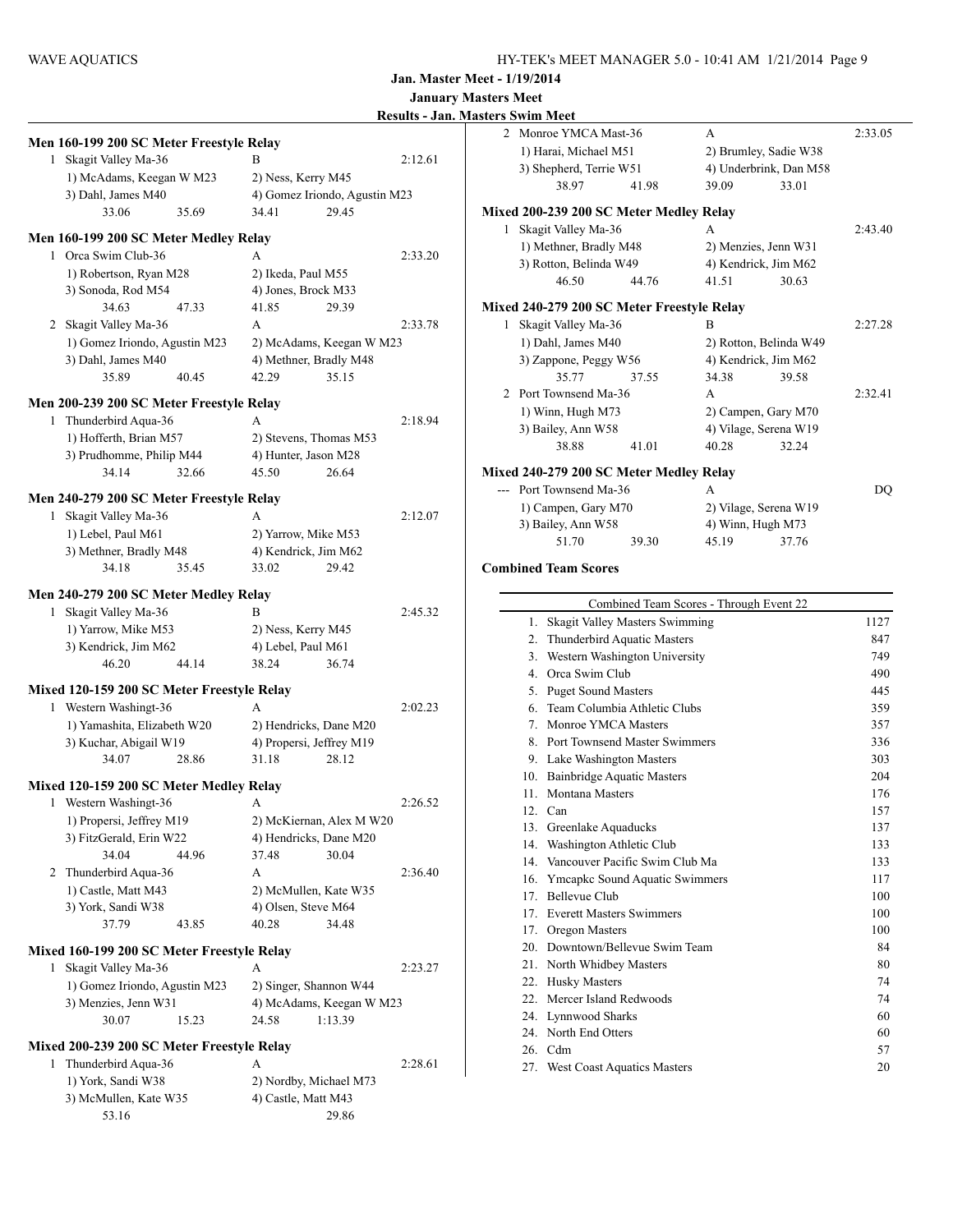**Jan. Master Meet - 1/19/2014**

**January Masters Meet**

**Results - Jan. Masters Swim Meet**

### Men 160-199 200 SC Meter Freestyle Relay

1 Skagit Valley Ma-36 B 2:12.61
1) McAdams, Keegan W M23 2) Ness, Kerry M45
3) Dahl, James M40 4) Gomez Iriondo, Agustin M23
33.06 35.69 34.41 29.45

### Men 160-199 200 SC Meter Medley Relay

1 Orca Swim Club-36 A 2:33.20
1) Robertson, Ryan M28 2) Ikeda, Paul M55
3) Sonoda, Rod M54 4) Jones, Brock M33
34.63 47.33 41.85 29.39

2 Skagit Valley Ma-36 A 2:33.78
1) Gomez Iriondo, Agustin M23 2) McAdams, Keegan W M23
3) Dahl, James M40 4) Methner, Bradly M48
35.89 40.45 42.29 35.15

### Men 200-239 200 SC Meter Freestyle Relay

1 Thunderbird Aqua-36 A 2:18.94
1) Hofferth, Brian M57 2) Stevens, Thomas M53
3) Prudhomme, Philip M44 4) Hunter, Jason M28
34.14 32.66 45.50 26.64

### Men 240-279 200 SC Meter Freestyle Relay

1 Skagit Valley Ma-36 A 2:12.07
1) Lebel, Paul M61 2) Yarrow, Mike M53
3) Methner, Bradly M48 4) Kendrick, Jim M62
34.18 35.45 33.02 29.42

### Men 240-279 200 SC Meter Medley Relay

1 Skagit Valley Ma-36 B 2:45.32
1) Yarrow, Mike M53 2) Ness, Kerry M45
3) Kendrick, Jim M62 4) Lebel, Paul M61
46.20 44.14 38.24 36.74

### Mixed 120-159 200 SC Meter Freestyle Relay

1 Western Washingt-36 A 2:02.23
1) Yamashita, Elizabeth W20 2) Hendricks, Dane M20
3) Kuchar, Abigail W19 4) Propersi, Jeffrey M19
34.07 28.86 31.18 28.12

### Mixed 120-159 200 SC Meter Medley Relay

1 Western Washingt-36 A 2:26.52
1) Propersi, Jeffrey M19 2) McKiernan, Alex M W20
3) FitzGerald, Erin W22 4) Hendricks, Dane M20
34.04 44.96 37.48 30.04

2 Thunderbird Aqua-36 A 2:36.40
1) Castle, Matt M43 2) McMullen, Kate W35
3) York, Sandi W38 4) Olsen, Steve M64
37.79 43.85 40.28 34.48

### Mixed 160-199 200 SC Meter Freestyle Relay

1 Skagit Valley Ma-36 A 2:23.27
1) Gomez Iriondo, Agustin M23 2) Singer, Shannon W44
3) Menzies, Jenn W31 4) McAdams, Keegan W M23
30.07 15.23 24.58 1:13.39

### Mixed 200-239 200 SC Meter Freestyle Relay

1 Thunderbird Aqua-36 A 2:28.61
1) York, Sandi W38 2) Nordby, Michael M73
3) McMullen, Kate W35 4) Castle, Matt M43
53.16 29.86

2 Monroe YMCA Mast-36 A 2:33.05
1) Harai, Michael M51 2) Brumley, Sadie W38
3) Shepherd, Terrie W51 4) Underbrink, Dan M58
38.97 41.98 39.09 33.01

### Mixed 200-239 200 SC Meter Medley Relay

1 Skagit Valley Ma-36 A 2:43.40
1) Methner, Bradly M48 2) Menzies, Jenn W31
3) Rotton, Belinda W49 4) Kendrick, Jim M62
46.50 44.76 41.51 30.63

### Mixed 240-279 200 SC Meter Freestyle Relay

1 Skagit Valley Ma-36 B 2:27.28
1) Dahl, James M40 2) Rotton, Belinda W49
3) Zappone, Peggy W56 4) Kendrick, Jim M62
35.77 37.55 34.38 39.58

2 Port Townsend Ma-36 A 2:32.41
1) Winn, Hugh M73 2) Campen, Gary M70
3) Bailey, Ann W58 4) Vilage, Serena W19
38.88 41.01 40.28 32.24

### Mixed 240-279 200 SC Meter Medley Relay

--- Port Townsend Ma-36 A DQ
1) Campen, Gary M70 2) Vilage, Serena W19
3) Bailey, Ann W58 4) Winn, Hugh M73
51.70 39.30 45.19 37.76

### Combined Team Scores

| Combined Team Scores - Through Event 22 | | |
|---|---|---|
| 1. | Skagit Valley Masters Swimming | 1127 |
| 2. | Thunderbird Aquatic Masters | 847 |
| 3. | Western Washington University | 749 |
| 4. | Orca Swim Club | 490 |
| 5. | Puget Sound Masters | 445 |
| 6. | Team Columbia Athletic Clubs | 359 |
| 7. | Monroe YMCA Masters | 357 |
| 8. | Port Townsend Master Swimmers | 336 |
| 9. | Lake Washington Masters | 303 |
| 10. | Bainbridge Aquatic Masters | 204 |
| 11. | Montana Masters | 176 |
| 12. | Can | 157 |
| 13. | Greenlake Aquaducks | 137 |
| 14. | Washington Athletic Club | 133 |
| 14. | Vancouver Pacific Swim Club Ma | 133 |
| 16. | Ymcapkc Sound Aquatic Swimmers | 117 |
| 17. | Bellevue Club | 100 |
| 17. | Everett Masters Swimmers | 100 |
| 17. | Oregon Masters | 100 |
| 20. | Downtown/Bellevue Swim Team | 84 |
| 21. | North Whidbey Masters | 80 |
| 22. | Husky Masters | 74 |
| 22. | Mercer Island Redwoods | 74 |
| 24. | Lynnwood Sharks | 60 |
| 24. | North End Otters | 60 |
| 26. | Cdm | 57 |
| 27. | West Coast Aquatics Masters | 20 |